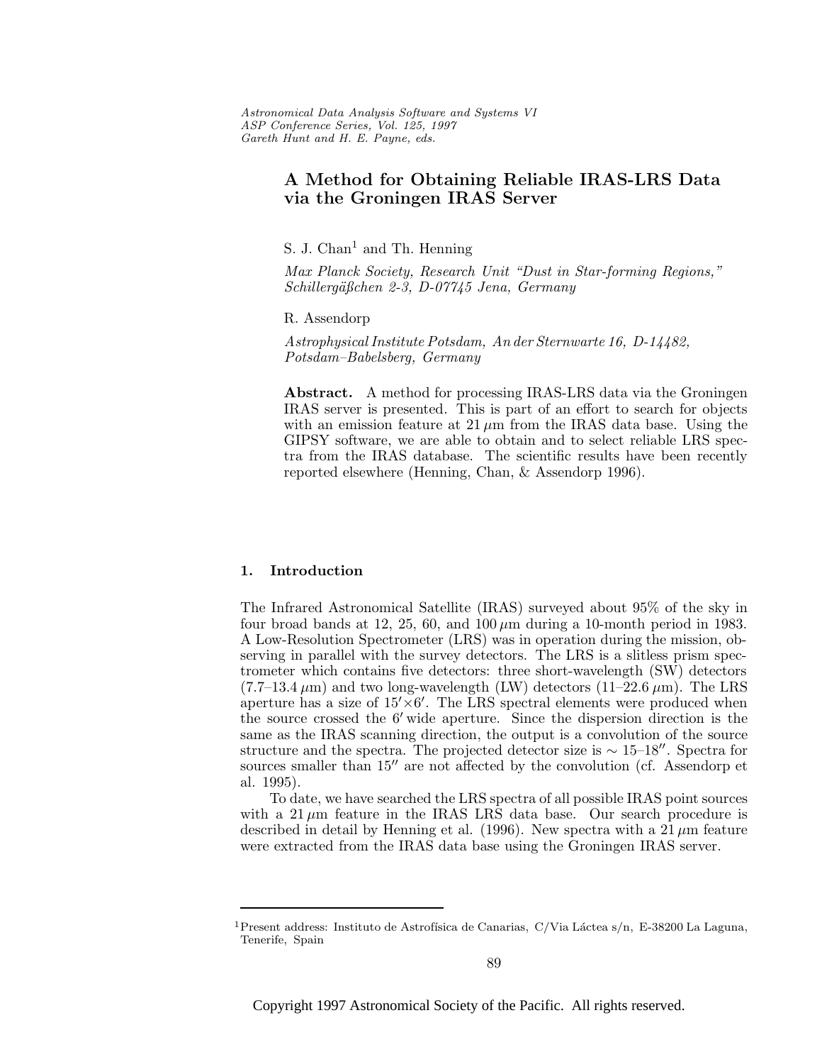# A Method for Obtaining Reliable IRAS-LRS Data via the Groningen IRAS Server

S. J. Chan[1] and Th. Henning

*Max Planck Society, Research Unit "Dust in Star-forming Regions," Schillergäßchen 2-3, D-07745 Jena, Germany*

R. Assendorp

*Astrophysical Institute Potsdam, An der Sternwarte 16, D-14482, Potsdam–Babelsberg, Germany*

**Abstract.** A method for processing IRAS-LRS data via the Groningen IRAS server is presented. This is part of an effort to search for objects with an emission feature at $21\,\mu$m from the IRAS data base. Using the GIPSY software, we are able to obtain and to select reliable LRS spectra from the IRAS database. The scientific results have been recently reported elsewhere (Henning, Chan, & Assendorp 1996).

## 1. Introduction

The Infrared Astronomical Satellite (IRAS) surveyed about 95% of the sky in four broad bands at 12, 25, 60, and $100\,\mu$m during a 10-month period in 1983. A Low-Resolution Spectrometer (LRS) was in operation during the mission, observing in parallel with the survey detectors. The LRS is a slitless prism spectrometer which contains five detectors: three short-wavelength (SW) detectors (7.7–13.4 $\mu$m) and two long-wavelength (LW) detectors (11–22.6 $\mu$m). The LRS aperture has a size of $15' \times 6'$. The LRS spectral elements were produced when the source crossed the $6'$ wide aperture. Since the dispersion direction is the same as the IRAS scanning direction, the output is a convolution of the source structure and the spectra. The projected detector size is $\sim$ 15–18$''$. Spectra for sources smaller than $15''$ are not affected by the convolution (cf. Assendorp et al. 1995).

To date, we have searched the LRS spectra of all possible IRAS point sources with a $21\,\mu$m feature in the IRAS LRS data base. Our search procedure is described in detail by Henning et al. (1996). New spectra with a $21\,\mu$m feature were extracted from the IRAS data base using the Groningen IRAS server.

[1] Present address: Instituto de Astrofísica de Canarias, C/Via Láctea s/n, E-38200 La Laguna, Tenerife, Spain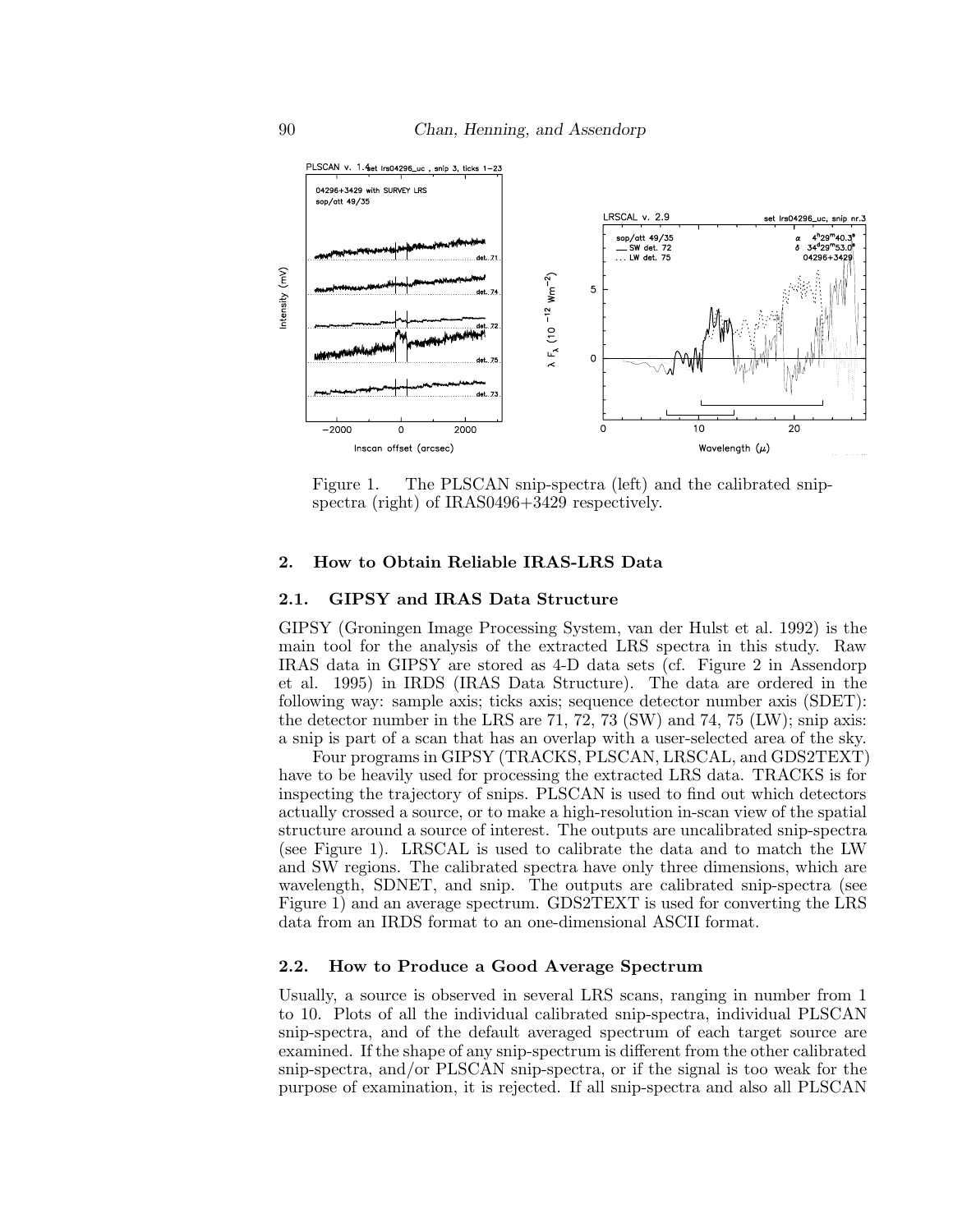Figure 1. The PLSCAN snip-spectra (left) and the calibrated snip-spectra (right) of IRAS0496+3429 respectively.

## 2. How to Obtain Reliable IRAS-LRS Data

### 2.1. GIPSY and IRAS Data Structure

GIPSY (Groningen Image Processing System, van der Hulst et al. 1992) is the main tool for the analysis of the extracted LRS spectra in this study. Raw IRAS data in GIPSY are stored as 4-D data sets (cf. Figure 2 in Assendorp et al. 1995) in IRDS (IRAS Data Structure). The data are ordered in the following way: sample axis; ticks axis; sequence detector number axis (SDET): the detector number in the LRS are 71, 72, 73 (SW) and 74, 75 (LW); snip axis: a snip is part of a scan that has an overlap with a user-selected area of the sky.

Four programs in GIPSY (TRACKS, PLSCAN, LRSCAL, and GDS2TEXT) have to be heavily used for processing the extracted LRS data. TRACKS is for inspecting the trajectory of snips. PLSCAN is used to find out which detectors actually crossed a source, or to make a high-resolution in-scan view of the spatial structure around a source of interest. The outputs are uncalibrated snip-spectra (see Figure 1). LRSCAL is used to calibrate the data and to match the LW and SW regions. The calibrated spectra have only three dimensions, which are wavelength, SDNET, and snip. The outputs are calibrated snip-spectra (see Figure 1) and an average spectrum. GDS2TEXT is used for converting the LRS data from an IRDS format to an one-dimensional ASCII format.

### 2.2. How to Produce a Good Average Spectrum

Usually, a source is observed in several LRS scans, ranging in number from 1 to 10. Plots of all the individual calibrated snip-spectra, individual PLSCAN snip-spectra, and of the default averaged spectrum of each target source are examined. If the shape of any snip-spectrum is different from the other calibrated snip-spectra, and/or PLSCAN snip-spectra, or if the signal is too weak for the purpose of examination, it is rejected. If all snip-spectra and also all PLSCAN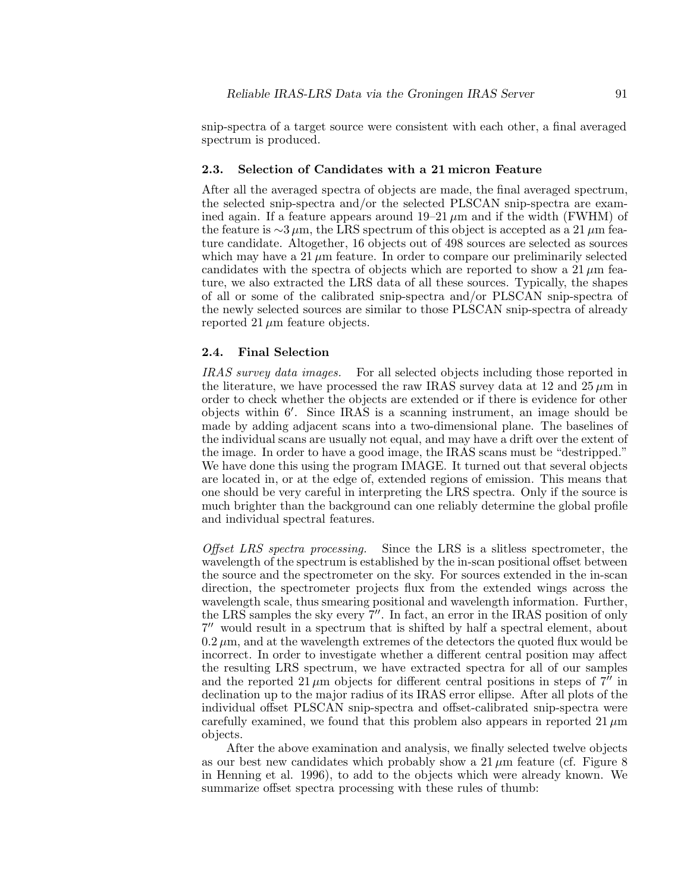snip-spectra of a target source were consistent with each other, a final averaged spectrum is produced.

### 2.3. Selection of Candidates with a 21 micron Feature

After all the averaged spectra of objects are made, the final averaged spectrum, the selected snip-spectra and/or the selected PLSCAN snip-spectra are examined again. If a feature appears around 19–21 $\mu$m and if the width (FWHM) of the feature is $\sim$3 $\mu$m, the LRS spectrum of this object is accepted as a 21 $\mu$m feature candidate. Altogether, 16 objects out of 498 sources are selected as sources which may have a 21 $\mu$m feature. In order to compare our preliminarily selected candidates with the spectra of objects which are reported to show a 21 $\mu$m feature, we also extracted the LRS data of all these sources. Typically, the shapes of all or some of the calibrated snip-spectra and/or PLSCAN snip-spectra of the newly selected sources are similar to those PLSCAN snip-spectra of already reported 21 $\mu$m feature objects.

### 2.4. Final Selection

*IRAS survey data images.* For all selected objects including those reported in the literature, we have processed the raw IRAS survey data at 12 and 25 $\mu$m in order to check whether the objects are extended or if there is evidence for other objects within $6'$. Since IRAS is a scanning instrument, an image should be made by adding adjacent scans into a two-dimensional plane. The baselines of the individual scans are usually not equal, and may have a drift over the extent of the image. In order to have a good image, the IRAS scans must be "destripped." We have done this using the program IMAGE. It turned out that several objects are located in, or at the edge of, extended regions of emission. This means that one should be very careful in interpreting the LRS spectra. Only if the source is much brighter than the background can one reliably determine the global profile and individual spectral features.

*Offset LRS spectra processing.* Since the LRS is a slitless spectrometer, the wavelength of the spectrum is established by the in-scan positional offset between the source and the spectrometer on the sky. For sources extended in the in-scan direction, the spectrometer projects flux from the extended wings across the wavelength scale, thus smearing positional and wavelength information. Further, the LRS samples the sky every $7''$. In fact, an error in the IRAS position of only $7''$ would result in a spectrum that is shifted by half a spectral element, about 0.2 $\mu$m, and at the wavelength extremes of the detectors the quoted flux would be incorrect. In order to investigate whether a different central position may affect the resulting LRS spectrum, we have extracted spectra for all of our samples and the reported 21 $\mu$m objects for different central positions in steps of $7''$ in declination up to the major radius of its IRAS error ellipse. After all plots of the individual offset PLSCAN snip-spectra and offset-calibrated snip-spectra were carefully examined, we found that this problem also appears in reported 21 $\mu$m objects.

After the above examination and analysis, we finally selected twelve objects as our best new candidates which probably show a 21 $\mu$m feature (cf. Figure 8 in Henning et al. 1996), to add to the objects which were already known. We summarize offset spectra processing with these rules of thumb: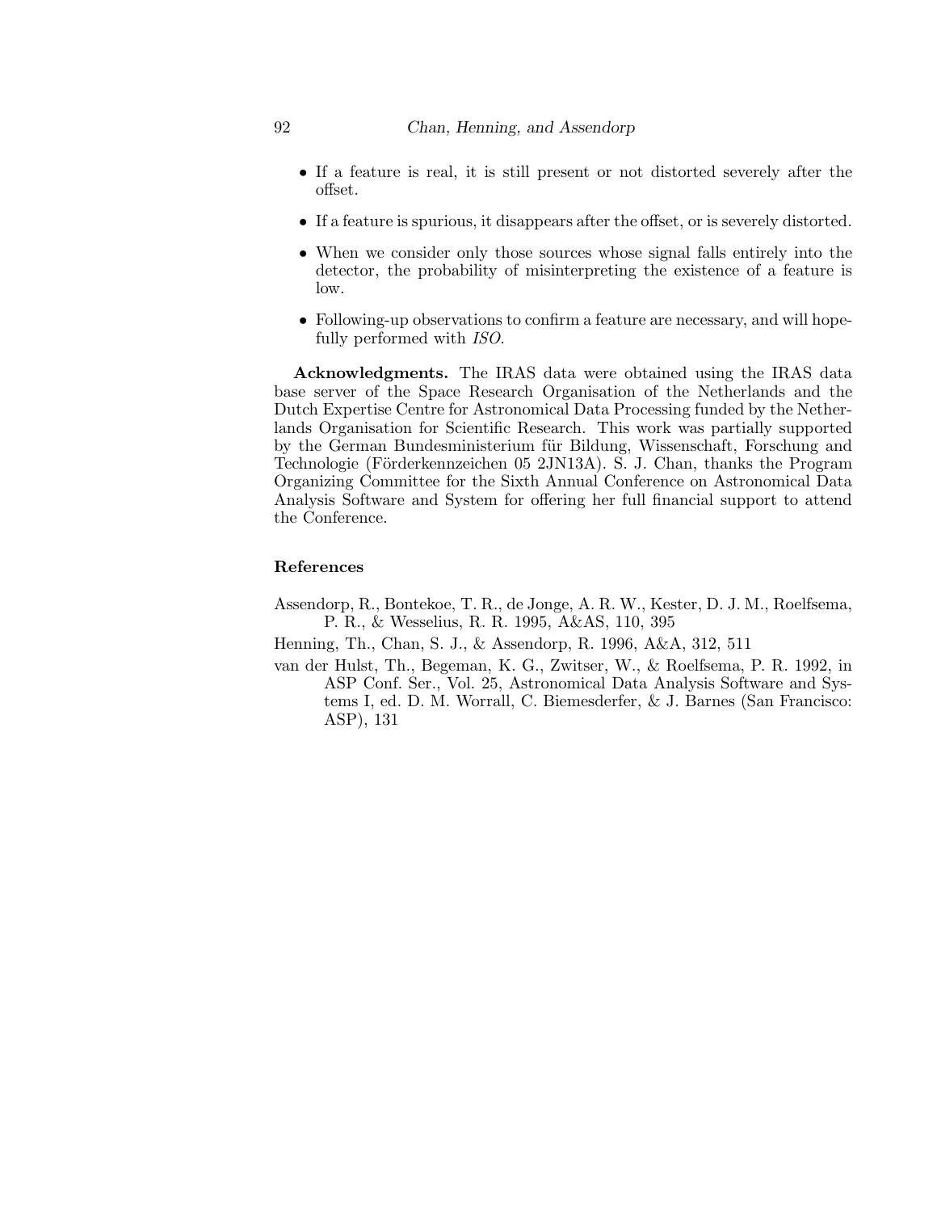- If a feature is real, it is still present or not distorted severely after the offset.
- If a feature is spurious, it disappears after the offset, or is severely distorted.
- When we consider only those sources whose signal falls entirely into the detector, the probability of misinterpreting the existence of a feature is low.
- Following-up observations to confirm a feature are necessary, and will hopefully performed with *ISO*.

**Acknowledgments.** The IRAS data were obtained using the IRAS data base server of the Space Research Organisation of the Netherlands and the Dutch Expertise Centre for Astronomical Data Processing funded by the Netherlands Organisation for Scientific Research. This work was partially supported by the German Bundesministerium für Bildung, Wissenschaft, Forschung and Technologie (Förderkennzeichen 05 2JN13A). S. J. Chan, thanks the Program Organizing Committee for the Sixth Annual Conference on Astronomical Data Analysis Software and System for offering her full financial support to attend the Conference.

### References

Assendorp, R., Bontekoe, T. R., de Jonge, A. R. W., Kester, D. J. M., Roelfsema, P. R., & Wesselius, R. R. 1995, A&AS, 110, 395

Henning, Th., Chan, S. J., & Assendorp, R. 1996, A&A, 312, 511

van der Hulst, Th., Begeman, K. G., Zwitser, W., & Roelfsema, P. R. 1992, in ASP Conf. Ser., Vol. 25, Astronomical Data Analysis Software and Systems I, ed. D. M. Worrall, C. Biemesderfer, & J. Barnes (San Francisco: ASP), 131